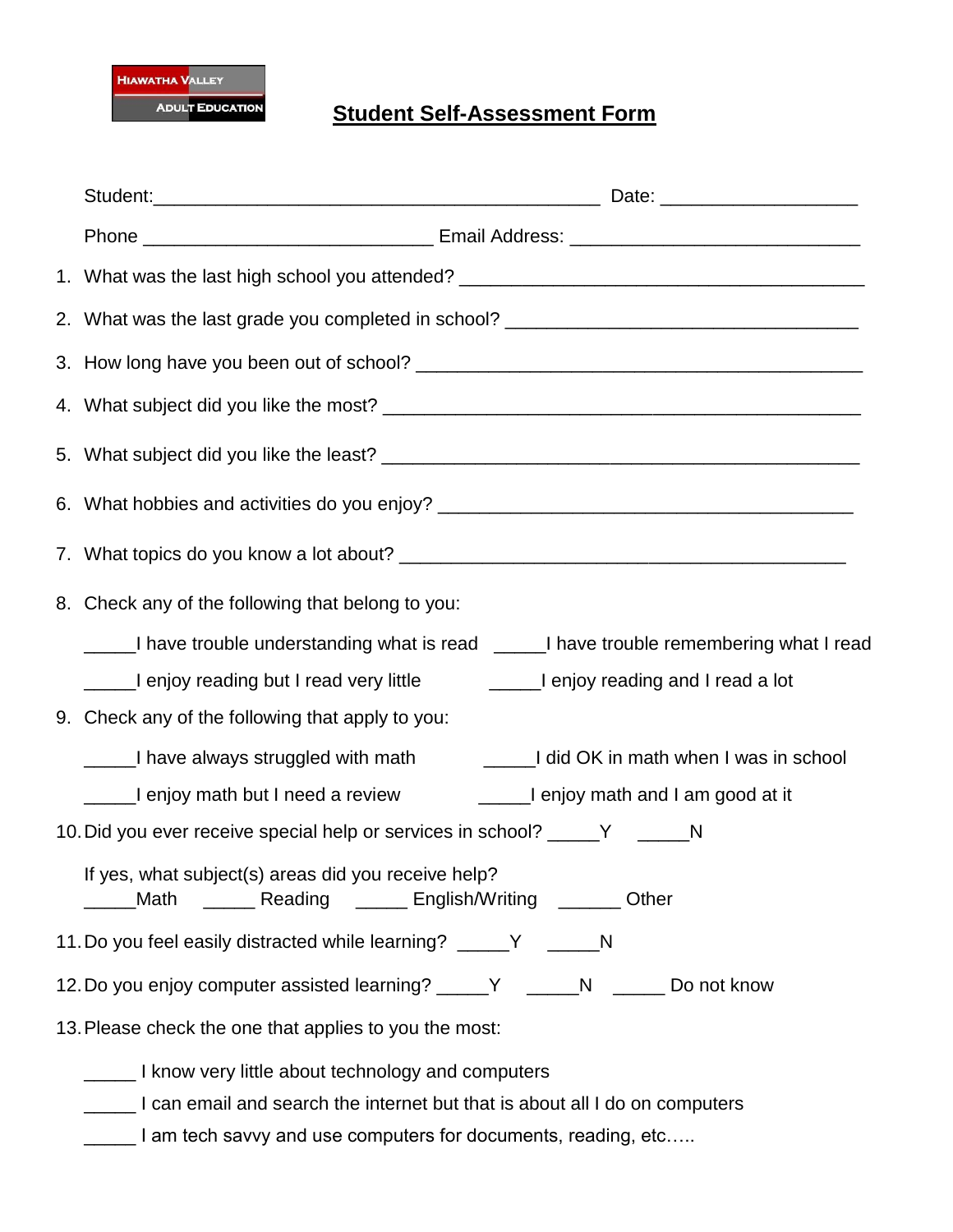HIAWATHA VALLEY ADULT EDUCATION

# Student Self-Assessment Form

Student:___________________________________________ Date: ___________________

Phone ____________________________ Email Address: ____________________________

1. What was the last high school you attended? _______________________________________
2. What was the last grade you completed in school? __________________________________
3. How long have you been out of school? ___________________________________________
4. What subject did you like the most? _____________________________________________
5. What subject did you like the least? _____________________________________________
6. What hobbies and activities do you enjoy? ________________________________________
7. What topics do you know a lot about? ___________________________________________
8. Check any of the following that belong to you:

   _____I have trouble understanding what is read _____I have trouble remembering what I read

   _____I enjoy reading but I read very little _____I enjoy reading and I read a lot

9. Check any of the following that apply to you:

   _____I have always struggled with math _____I did OK in math when I was in school

   _____I enjoy math but I need a review _____I enjoy math and I am good at it

10. Did you ever receive special help or services in school? _____Y _____N

    If yes, what subject(s) areas did you receive help?
    _____Math _____ Reading _____ English/Writing ______ Other

11. Do you feel easily distracted while learning? _____Y _____N
12. Do you enjoy computer assisted learning? _____Y _____N _____ Do not know
13. Please check the one that applies to you the most:

    _____ I know very little about technology and computers
    _____ I can email and search the internet but that is about all I do on computers
    _____ I am tech savvy and use computers for documents, reading, etc…..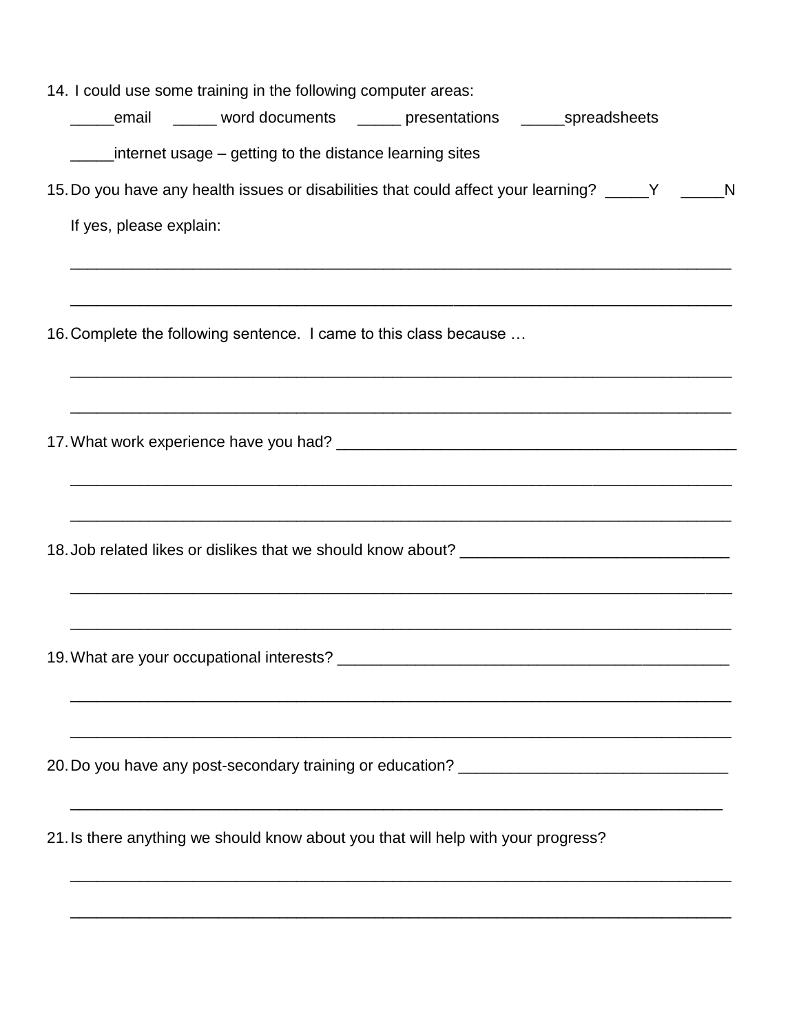14. I could use some training in the following computer areas:

    _____email     _____ word documents     _____ presentations     _____spreadsheets

    _____internet usage – getting to the distance learning sites

15. Do you have any health issues or disabilities that could affect your learning? _____Y     _____N

    If yes, please explain:

    ______________________________________________________________________________

    ______________________________________________________________________________

16. Complete the following sentence. I came to this class because …

    ______________________________________________________________________________

    ______________________________________________________________________________

17. What work experience have you had? ______________________________________________

    ______________________________________________________________________________

    ______________________________________________________________________________

18. Job related likes or dislikes that we should know about? _______________________________

    ______________________________________________________________________________

    ______________________________________________________________________________

19. What are your occupational interests? _____________________________________________

    ______________________________________________________________________________

    ______________________________________________________________________________

20. Do you have any post-secondary training or education? _______________________________

    _____________________________________________________________________________

21. Is there anything we should know about you that will help with your progress?

    ______________________________________________________________________________

    ______________________________________________________________________________